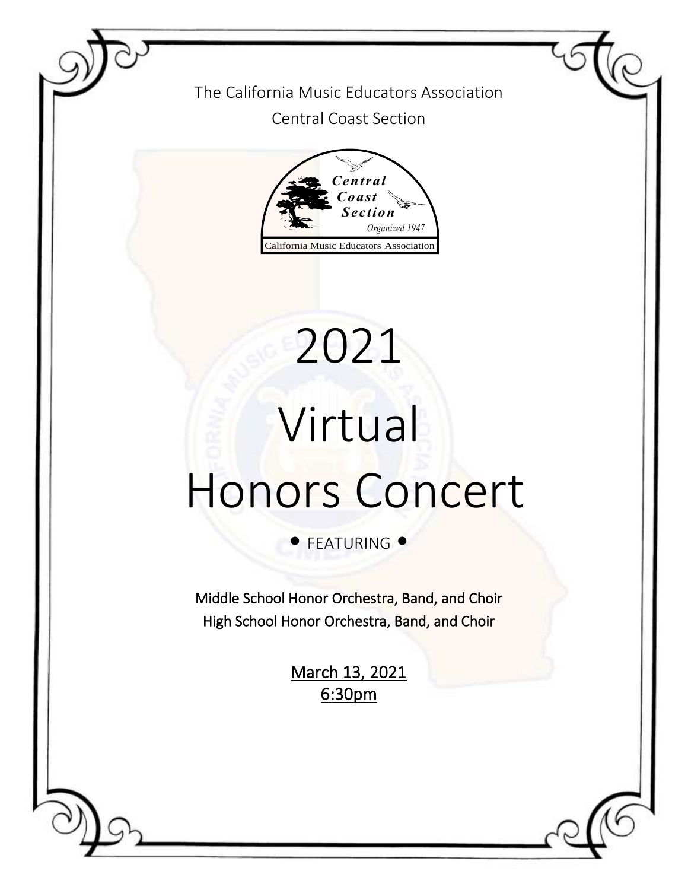The California Music Educators Association

Central Coast Section

Central Coast Section

Organized 1947

California Music Educators Association

# 2021

# Virtual Honors Concert

• FEATURING •

**Middle School Honor Orchestra, Band, and Choir**

**High School Honor Orchestra, Band, and Choir**

March 13, 2021

6:30pm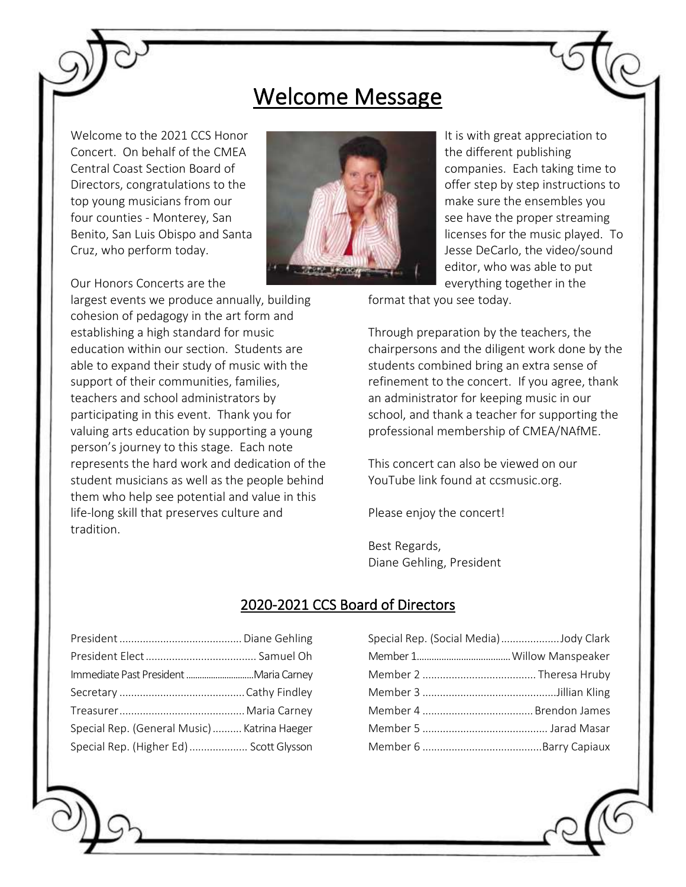# Welcome Message

Welcome to the 2021 CCS Honor Concert. On behalf of the CMEA Central Coast Section Board of Directors, congratulations to the top young musicians from our four counties - Monterey, San Benito, San Luis Obispo and Santa Cruz, who perform today.

Our Honors Concerts are the largest events we produce annually, building cohesion of pedagogy in the art form and establishing a high standard for music education within our section. Students are able to expand their study of music with the support of their communities, families, teachers and school administrators by participating in this event. Thank you for valuing arts education by supporting a young person's journey to this stage. Each note represents the hard work and dedication of the student musicians as well as the people behind them who help see potential and value in this life-long skill that preserves culture and tradition.

It is with great appreciation to the different publishing companies. Each taking time to offer step by step instructions to make sure the ensembles you see have the proper streaming licenses for the music played. To Jesse DeCarlo, the video/sound editor, who was able to put everything together in the format that you see today.

Through preparation by the teachers, the chairpersons and the diligent work done by the students combined bring an extra sense of refinement to the concert. If you agree, thank an administrator for keeping music in our school, and thank a teacher for supporting the professional membership of CMEA/NAfME.

This concert can also be viewed on our YouTube link found at ccsmusic.org.

Please enjoy the concert!

Best Regards,
Diane Gehling, President

## 2020-2021 CCS Board of Directors

| Position | Name |
|---|---|
| President | Diane Gehling |
| President Elect | Samuel Oh |
| Immediate Past President | Maria Carney |
| Secretary | Cathy Findley |
| Treasurer | Maria Carney |
| Special Rep. (General Music) | Katrina Haeger |
| Special Rep. (Higher Ed) | Scott Glysson |
| Special Rep. (Social Media) | Jody Clark |
| Member 1 | Willow Manspeaker |
| Member 2 | Theresa Hruby |
| Member 3 | Jillian Kling |
| Member 4 | Brendon James |
| Member 5 | Jarad Masar |
| Member 6 | Barry Capiaux |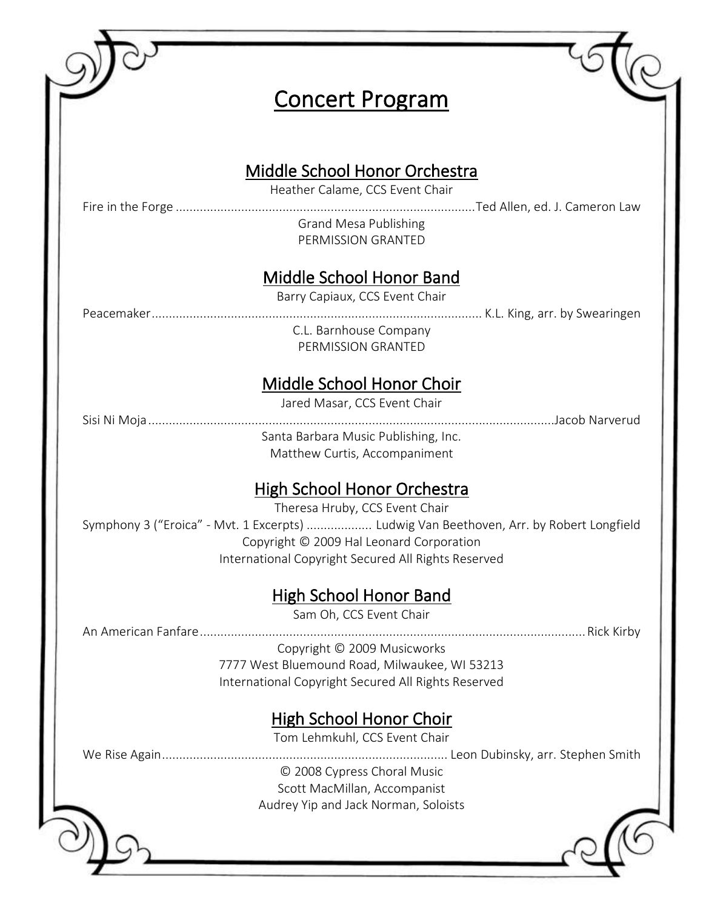# Concert Program

## Middle School Honor Orchestra

Heather Calame, CCS Event Chair

Fire in the Forge ........................................................................................Ted Allen, ed. J. Cameron Law

Grand Mesa Publishing
PERMISSION GRANTED

## Middle School Honor Band

Barry Capiaux, CCS Event Chair

Peacemaker................................................................................................ K.L. King, arr. by Swearingen

C.L. Barnhouse Company
PERMISSION GRANTED

## Middle School Honor Choir

Jared Masar, CCS Event Chair

Sisi Ni Moja......................................................................................................................Jacob Narverud

Santa Barbara Music Publishing, Inc.
Matthew Curtis, Accompaniment

## High School Honor Orchestra

Theresa Hruby, CCS Event Chair

Symphony 3 ("Eroica" - Mvt. 1 Excerpts) ................... Ludwig Van Beethoven, Arr. by Robert Longfield

Copyright © 2009 Hal Leonard Corporation
International Copyright Secured All Rights Reserved

## High School Honor Band

Sam Oh, CCS Event Chair

An American Fanfare................................................................................................................Rick Kirby

Copyright © 2009 Musicworks
7777 West Bluemound Road, Milwaukee, WI 53213
International Copyright Secured All Rights Reserved

## High School Honor Choir

Tom Lehmkuhl, CCS Event Chair

We Rise Again................................................................................... Leon Dubinsky, arr. Stephen Smith

© 2008 Cypress Choral Music
Scott MacMillan, Accompanist
Audrey Yip and Jack Norman, Soloists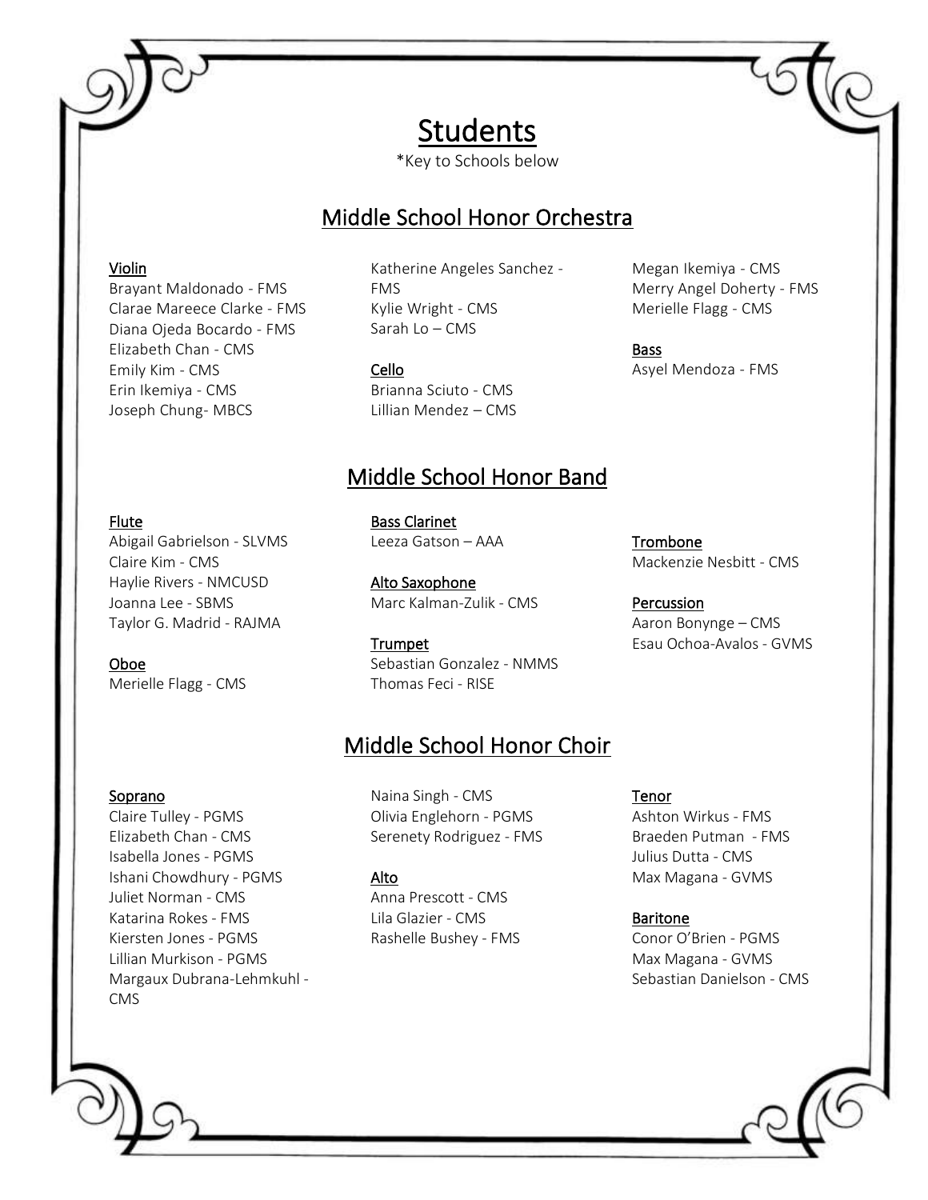# Students

*Key to Schools below

## Middle School Honor Orchestra

### Violin

Brayant Maldonado - FMS
Clarae Mareece Clarke - FMS
Diana Ojeda Bocardo - FMS
Elizabeth Chan - CMS
Emily Kim - CMS
Erin Ikemiya - CMS
Joseph Chung- MBCS
Katherine Angeles Sanchez - FMS
Kylie Wright - CMS
Sarah Lo – CMS
Megan Ikemiya - CMS
Merry Angel Doherty - FMS
Merielle Flagg - CMS

### Cello

Brianna Sciuto - CMS
Lillian Mendez – CMS

### Bass

Asyel Mendoza - FMS

## Middle School Honor Band

### Flute

Abigail Gabrielson - SLVMS
Claire Kim - CMS
Haylie Rivers - NMCUSD
Joanna Lee - SBMS
Taylor G. Madrid - RAJMA

### Oboe

Merielle Flagg - CMS

### Bass Clarinet

Leeza Gatson – AAA

### Alto Saxophone

Marc Kalman-Zulik - CMS

### Trumpet

Sebastian Gonzalez - NMMS
Thomas Feci - RISE

### Trombone

Mackenzie Nesbitt - CMS

### Percussion

Aaron Bonynge – CMS
Esau Ochoa-Avalos - GVMS

## Middle School Honor Choir

### Soprano

Claire Tulley - PGMS
Elizabeth Chan - CMS
Isabella Jones - PGMS
Ishani Chowdhury - PGMS
Juliet Norman - CMS
Katarina Rokes - FMS
Kiersten Jones - PGMS
Lillian Murkison - PGMS
Margaux Dubrana-Lehmkuhl - CMS
Naina Singh - CMS
Olivia Englehorn - PGMS
Serenety Rodriguez - FMS

### Alto

Anna Prescott - CMS
Lila Glazier - CMS
Rashelle Bushey - FMS

### Tenor

Ashton Wirkus - FMS
Braeden Putman - FMS
Julius Dutta - CMS
Max Magana - GVMS

### Baritone

Conor O'Brien - PGMS
Max Magana - GVMS
Sebastian Danielson - CMS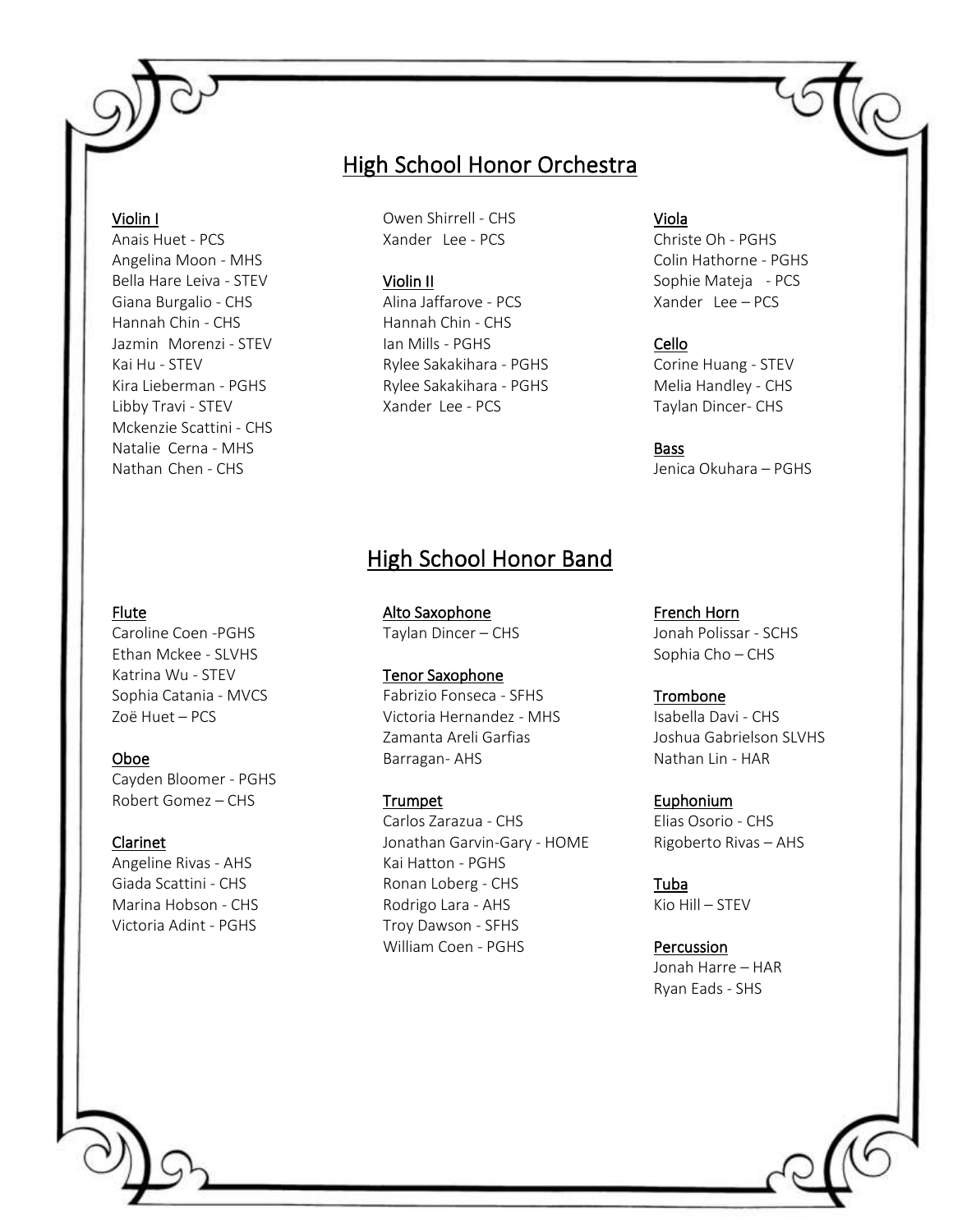## High School Honor Orchestra

**Violin I**
Anais Huet - PCS
Angelina Moon - MHS
Bella Hare Leiva - STEV
Giana Burgalio - CHS
Hannah Chin - CHS
Jazmin Morenzi - STEV
Kai Hu - STEV
Kira Lieberman - PGHS
Libby Travi - STEV
Mckenzie Scattini - CHS
Natalie Cerna - MHS
Nathan Chen - CHS
Owen Shirrell - CHS
Xander Lee - PCS

**Violin II**
Alina Jaffarove - PCS
Hannah Chin - CHS
Ian Mills - PGHS
Rylee Sakakihara - PGHS
Rylee Sakakihara - PGHS
Xander Lee - PCS

**Viola**
Christe Oh - PGHS
Colin Hathorne - PGHS
Sophie Mateja - PCS
Xander Lee – PCS

**Cello**
Corine Huang - STEV
Melia Handley - CHS
Taylan Dincer- CHS

**Bass**
Jenica Okuhara – PGHS

## High School Honor Band

**Flute**
Caroline Coen -PGHS
Ethan Mckee - SLVHS
Katrina Wu - STEV
Sophia Catania - MVCS
Zoë Huet – PCS

**Oboe**
Cayden Bloomer - PGHS
Robert Gomez – CHS

**Clarinet**
Angeline Rivas - AHS
Giada Scattini - CHS
Marina Hobson - CHS
Victoria Adint - PGHS

**Alto Saxophone**
Taylan Dincer – CHS

**Tenor Saxophone**
Fabrizio Fonseca - SFHS
Victoria Hernandez - MHS
Zamanta Areli Garfias Barragan- AHS

**Trumpet**
Carlos Zarazua - CHS
Jonathan Garvin-Gary - HOME
Kai Hatton - PGHS
Ronan Loberg - CHS
Rodrigo Lara - AHS
Troy Dawson - SFHS
William Coen - PGHS

**French Horn**
Jonah Polissar - SCHS
Sophia Cho – CHS

**Trombone**
Isabella Davi - CHS
Joshua Gabrielson SLVHS
Nathan Lin - HAR

**Euphonium**
Elias Osorio - CHS
Rigoberto Rivas – AHS

**Tuba**
Kio Hill – STEV

**Percussion**
Jonah Harre – HAR
Ryan Eads - SHS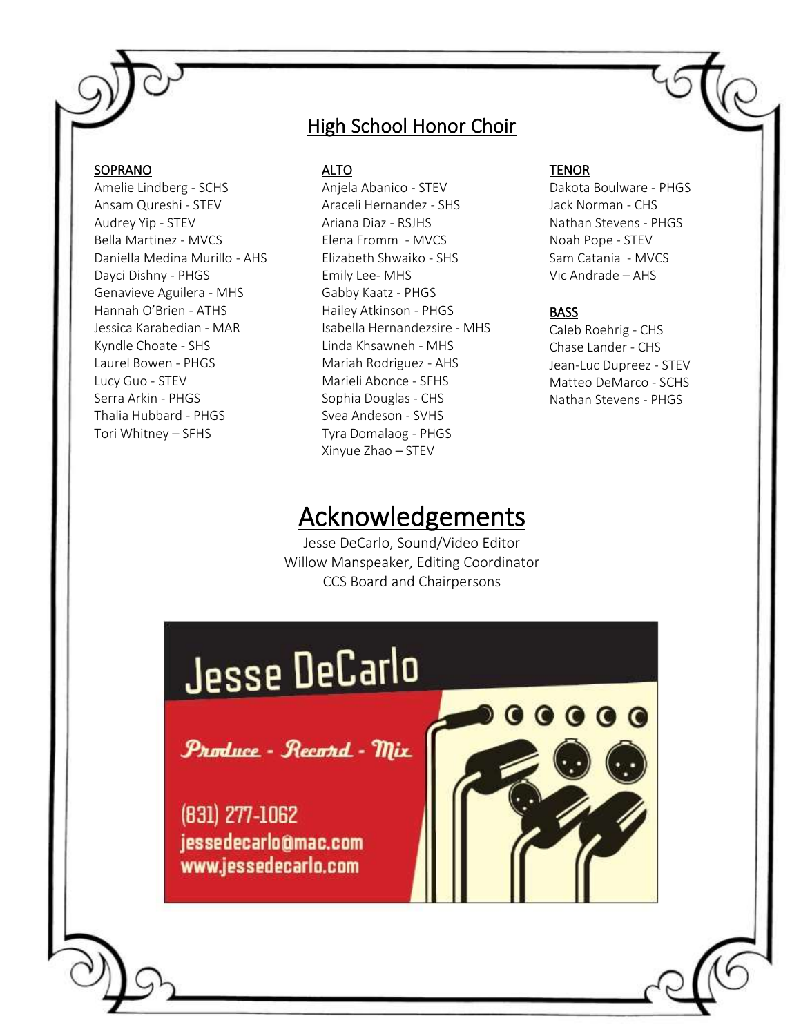## High School Honor Choir

**SOPRANO**

Amelie Lindberg - SCHS
Ansam Qureshi - STEV
Audrey Yip - STEV
Bella Martinez - MVCS
Daniella Medina Murillo - AHS
Dayci Dishny - PHGS
Genavieve Aguilera - MHS
Hannah O'Brien - ATHS
Jessica Karabedian - MAR
Kyndle Choate - SHS
Laurel Bowen - PHGS
Lucy Guo - STEV
Serra Arkin - PHGS
Thalia Hubbard - PHGS
Tori Whitney – SFHS

**ALTO**

Anjela Abanico - STEV
Araceli Hernandez - SHS
Ariana Diaz - RSJHS
Elena Fromm - MVCS
Elizabeth Shwaiko - SHS
Emily Lee- MHS
Gabby Kaatz - PHGS
Hailey Atkinson - PHGS
Isabella Hernandezsire - MHS
Linda Khsawneh - MHS
Mariah Rodriguez - AHS
Marieli Abonce - SFHS
Sophia Douglas - CHS
Svea Andeson - SVHS
Tyra Domalaog - PHGS
Xinyue Zhao – STEV

**TENOR**

Dakota Boulware - PHGS
Jack Norman - CHS
Nathan Stevens - PHGS
Noah Pope - STEV
Sam Catania - MVCS
Vic Andrade – AHS

**BASS**

Caleb Roehrig - CHS
Chase Lander - CHS
Jean-Luc Dupreez - STEV
Matteo DeMarco - SCHS
Nathan Stevens - PHGS

# Acknowledgements

Jesse DeCarlo, Sound/Video Editor
Willow Manspeaker, Editing Coordinator
CCS Board and Chairpersons

Jesse DeCarlo
*Produce - Record - Mix*
(831) 277-1062
jessedecarlo@mac.com
www.jessedecarlo.com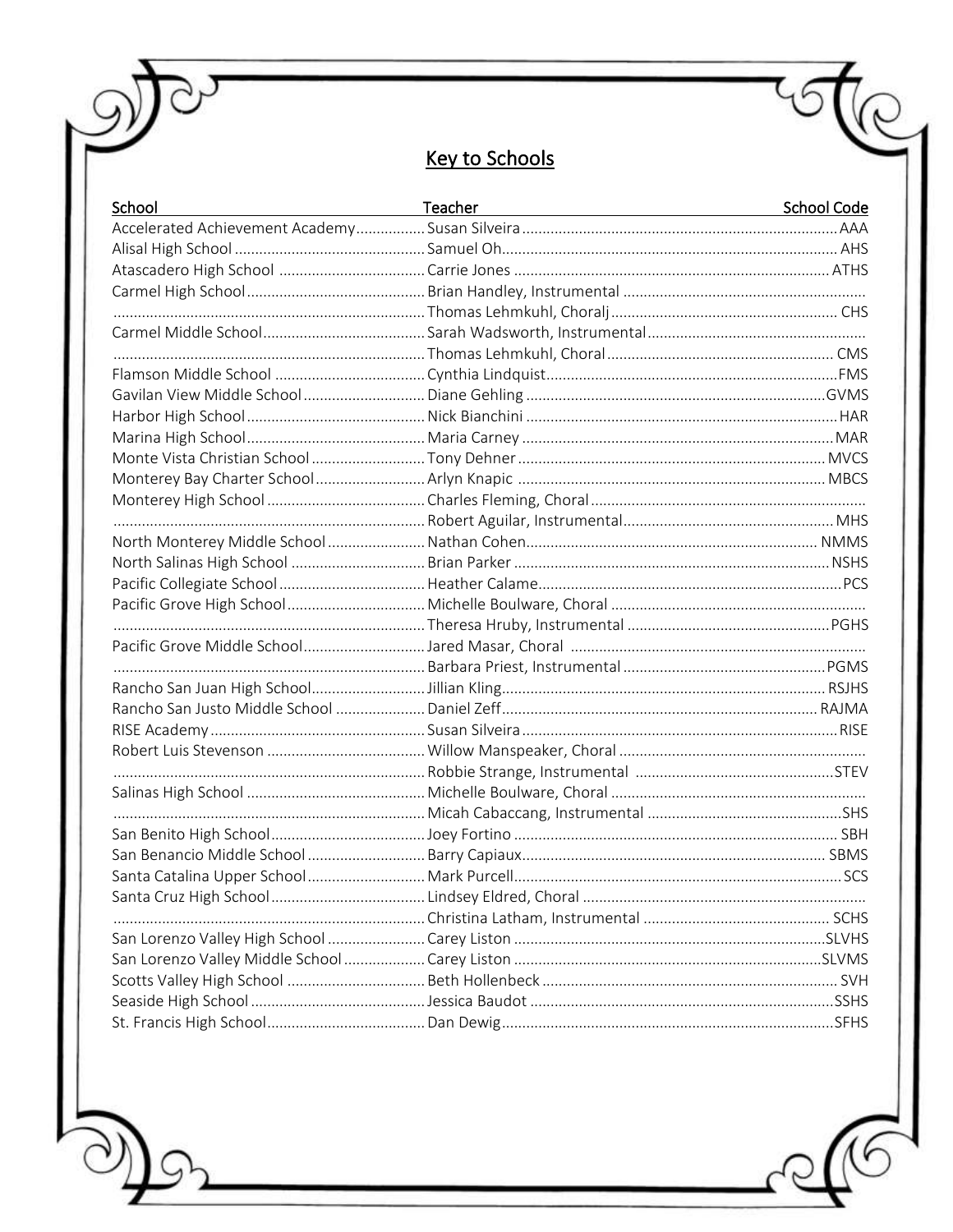# Key to Schools

| School | Teacher | School Code |
|---|---|---|
| Accelerated Achievement Academy | Susan Silveira | AAA |
| Alisal High School | Samuel Oh | AHS |
| Atascadero High School | Carrie Jones | ATHS |
| Carmel High School | Brian Handley, Instrumental | |
| | Thomas Lehmkuhl, Choralj | CHS |
| Carmel Middle School | Sarah Wadsworth, Instrumental | |
| | Thomas Lehmkuhl, Choral | CMS |
| Flamson Middle School | Cynthia Lindquist | FMS |
| Gavilan View Middle School | Diane Gehling | GVMS |
| Harbor High School | Nick Bianchini | HAR |
| Marina High School | Maria Carney | MAR |
| Monte Vista Christian School | Tony Dehner | MVCS |
| Monterey Bay Charter School | Arlyn Knapic | MBCS |
| Monterey High School | Charles Fleming, Choral | |
| | Robert Aguilar, Instrumental | MHS |
| North Monterey Middle School | Nathan Cohen | NMMS |
| North Salinas High School | Brian Parker | NSHS |
| Pacific Collegiate School | Heather Calame | PCS |
| Pacific Grove High School | Michelle Boulware, Choral | |
| | Theresa Hruby, Instrumental | PGHS |
| Pacific Grove Middle School | Jared Masar, Choral | |
| | Barbara Priest, Instrumental | PGMS |
| Rancho San Juan High School | Jillian Kling | RSJHS |
| Rancho San Justo Middle School | Daniel Zeff | RAJMA |
| RISE Academy | Susan Silveira | RISE |
| Robert Luis Stevenson | Willow Manspeaker, Choral | |
| | Robbie Strange, Instrumental | STEV |
| Salinas High School | Michelle Boulware, Choral | |
| | Micah Cabaccang, Instrumental | SHS |
| San Benito High School | Joey Fortino | SBH |
| San Benancio Middle School | Barry Capiaux | SBMS |
| Santa Catalina Upper School | Mark Purcell | SCS |
| Santa Cruz High School | Lindsey Eldred, Choral | |
| | Christina Latham, Instrumental | SCHS |
| San Lorenzo Valley High School | Carey Liston | SLVHS |
| San Lorenzo Valley Middle School | Carey Liston | SLVMS |
| Scotts Valley High School | Beth Hollenbeck | SVH |
| Seaside High School | Jessica Baudot | SSHS |
| St. Francis High School | Dan Dewig | SFHS |